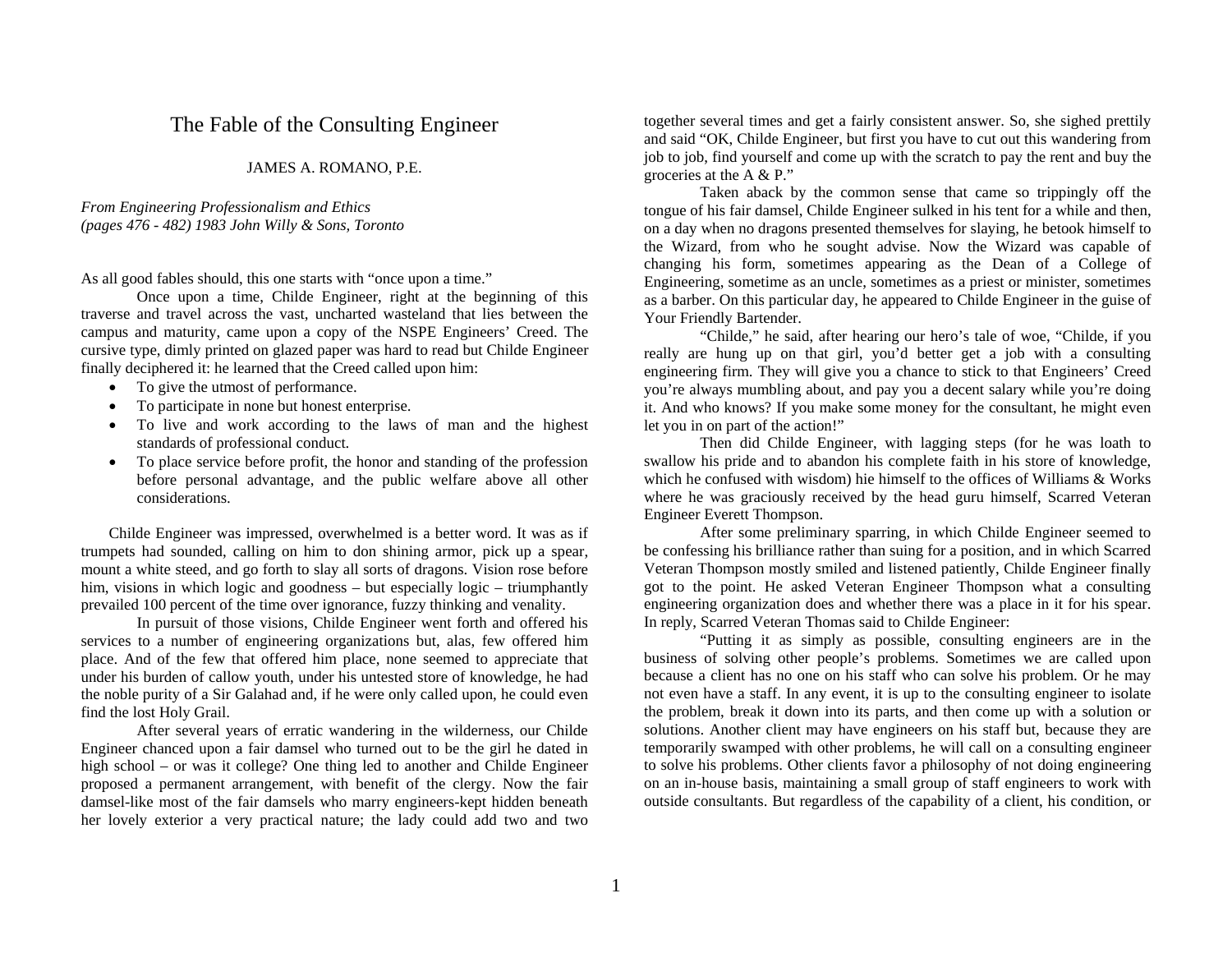# The Fable of the Consulting Engineer

JAMES A. ROMANO, P.E.

*From Engineering Professionalism and Ethics*
*(pages 476 - 482) 1983 John Willy & Sons, Toronto*

As all good fables should, this one starts with "once upon a time."

Once upon a time, Childe Engineer, right at the beginning of this traverse and travel across the vast, uncharted wasteland that lies between the campus and maturity, came upon a copy of the NSPE Engineers' Creed. The cursive type, dimly printed on glazed paper was hard to read but Childe Engineer finally deciphered it: he learned that the Creed called upon him:

- To give the utmost of performance.
- To participate in none but honest enterprise.
- To live and work according to the laws of man and the highest standards of professional conduct.
- To place service before profit, the honor and standing of the profession before personal advantage, and the public welfare above all other considerations.

Childe Engineer was impressed, overwhelmed is a better word. It was as if trumpets had sounded, calling on him to don shining armor, pick up a spear, mount a white steed, and go forth to slay all sorts of dragons. Vision rose before him, visions in which logic and goodness – but especially logic – triumphantly prevailed 100 percent of the time over ignorance, fuzzy thinking and venality.

In pursuit of those visions, Childe Engineer went forth and offered his services to a number of engineering organizations but, alas, few offered him place. And of the few that offered him place, none seemed to appreciate that under his burden of callow youth, under his untested store of knowledge, he had the noble purity of a Sir Galahad and, if he were only called upon, he could even find the lost Holy Grail.

After several years of erratic wandering in the wilderness, our Childe Engineer chanced upon a fair damsel who turned out to be the girl he dated in high school – or was it college? One thing led to another and Childe Engineer proposed a permanent arrangement, with benefit of the clergy. Now the fair damsel-like most of the fair damsels who marry engineers-kept hidden beneath her lovely exterior a very practical nature; the lady could add two and two together several times and get a fairly consistent answer. So, she sighed prettily and said "OK, Childe Engineer, but first you have to cut out this wandering from job to job, find yourself and come up with the scratch to pay the rent and buy the groceries at the A & P."

Taken aback by the common sense that came so trippingly off the tongue of his fair damsel, Childe Engineer sulked in his tent for a while and then, on a day when no dragons presented themselves for slaying, he betook himself to the Wizard, from who he sought advise. Now the Wizard was capable of changing his form, sometimes appearing as the Dean of a College of Engineering, sometime as an uncle, sometimes as a priest or minister, sometimes as a barber. On this particular day, he appeared to Childe Engineer in the guise of Your Friendly Bartender.

"Childe," he said, after hearing our hero's tale of woe, "Childe, if you really are hung up on that girl, you'd better get a job with a consulting engineering firm. They will give you a chance to stick to that Engineers' Creed you're always mumbling about, and pay you a decent salary while you're doing it. And who knows? If you make some money for the consultant, he might even let you in on part of the action!"

Then did Childe Engineer, with lagging steps (for he was loath to swallow his pride and to abandon his complete faith in his store of knowledge, which he confused with wisdom) hie himself to the offices of Williams & Works where he was graciously received by the head guru himself, Scarred Veteran Engineer Everett Thompson.

After some preliminary sparring, in which Childe Engineer seemed to be confessing his brilliance rather than suing for a position, and in which Scarred Veteran Thompson mostly smiled and listened patiently, Childe Engineer finally got to the point. He asked Veteran Engineer Thompson what a consulting engineering organization does and whether there was a place in it for his spear. In reply, Scarred Veteran Thomas said to Childe Engineer:

"Putting it as simply as possible, consulting engineers are in the business of solving other people's problems. Sometimes we are called upon because a client has no one on his staff who can solve his problem. Or he may not even have a staff. In any event, it is up to the consulting engineer to isolate the problem, break it down into its parts, and then come up with a solution or solutions. Another client may have engineers on his staff but, because they are temporarily swamped with other problems, he will call on a consulting engineer to solve his problems. Other clients favor a philosophy of not doing engineering on an in-house basis, maintaining a small group of staff engineers to work with outside consultants. But regardless of the capability of a client, his condition, or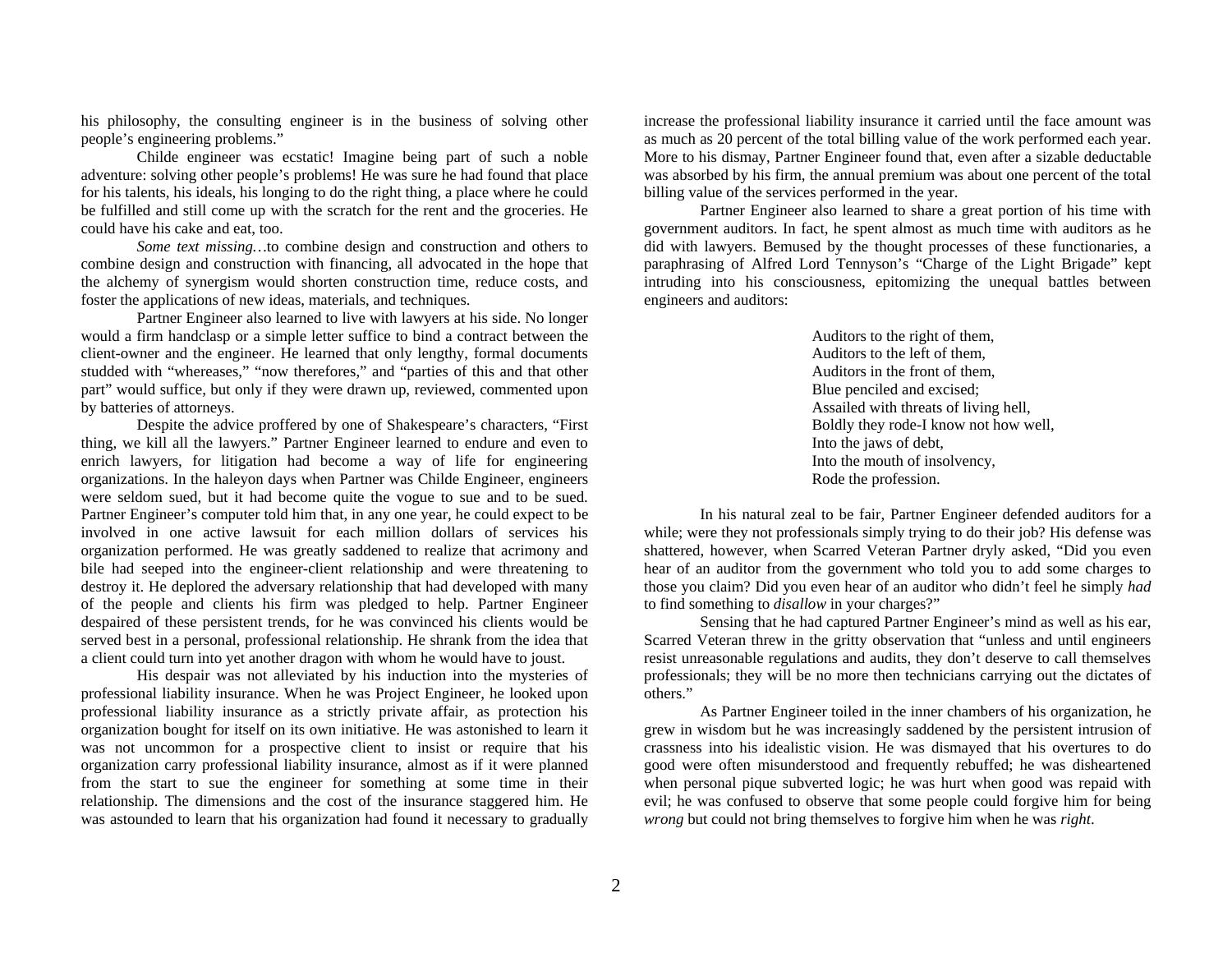his philosophy, the consulting engineer is in the business of solving other people's engineering problems."

Childe engineer was ecstatic! Imagine being part of such a noble adventure: solving other people's problems! He was sure he had found that place for his talents, his ideals, his longing to do the right thing, a place where he could be fulfilled and still come up with the scratch for the rent and the groceries. He could have his cake and eat, too.

*Some text missing…*to combine design and construction and others to combine design and construction with financing, all advocated in the hope that the alchemy of synergism would shorten construction time, reduce costs, and foster the applications of new ideas, materials, and techniques.

Partner Engineer also learned to live with lawyers at his side. No longer would a firm handclasp or a simple letter suffice to bind a contract between the client-owner and the engineer. He learned that only lengthy, formal documents studded with "whereases," "now therefores," and "parties of this and that other part" would suffice, but only if they were drawn up, reviewed, commented upon by batteries of attorneys.

Despite the advice proffered by one of Shakespeare's characters, "First thing, we kill all the lawyers." Partner Engineer learned to endure and even to enrich lawyers, for litigation had become a way of life for engineering organizations. In the haleyon days when Partner was Childe Engineer, engineers were seldom sued, but it had become quite the vogue to sue and to be sued. Partner Engineer's computer told him that, in any one year, he could expect to be involved in one active lawsuit for each million dollars of services his organization performed. He was greatly saddened to realize that acrimony and bile had seeped into the engineer-client relationship and were threatening to destroy it. He deplored the adversary relationship that had developed with many of the people and clients his firm was pledged to help. Partner Engineer despaired of these persistent trends, for he was convinced his clients would be served best in a personal, professional relationship. He shrank from the idea that a client could turn into yet another dragon with whom he would have to joust.

His despair was not alleviated by his induction into the mysteries of professional liability insurance. When he was Project Engineer, he looked upon professional liability insurance as a strictly private affair, as protection his organization bought for itself on its own initiative. He was astonished to learn it was not uncommon for a prospective client to insist or require that his organization carry professional liability insurance, almost as if it were planned from the start to sue the engineer for something at some time in their relationship. The dimensions and the cost of the insurance staggered him. He was astounded to learn that his organization had found it necessary to gradually increase the professional liability insurance it carried until the face amount was as much as 20 percent of the total billing value of the work performed each year. More to his dismay, Partner Engineer found that, even after a sizable deductable was absorbed by his firm, the annual premium was about one percent of the total billing value of the services performed in the year.

Partner Engineer also learned to share a great portion of his time with government auditors. In fact, he spent almost as much time with auditors as he did with lawyers. Bemused by the thought processes of these functionaries, a paraphrasing of Alfred Lord Tennyson's "Charge of the Light Brigade" kept intruding into his consciousness, epitomizing the unequal battles between engineers and auditors:

> Auditors to the right of them,
> Auditors to the left of them,
> Auditors in the front of them,
> Blue penciled and excised;
> Assailed with threats of living hell,
> Boldly they rode-I know not how well,
> Into the jaws of debt,
> Into the mouth of insolvency,
> Rode the profession.

In his natural zeal to be fair, Partner Engineer defended auditors for a while; were they not professionals simply trying to do their job? His defense was shattered, however, when Scarred Veteran Partner dryly asked, "Did you even hear of an auditor from the government who told you to add some charges to those you claim? Did you even hear of an auditor who didn't feel he simply *had* to find something to *disallow* in your charges?"

Sensing that he had captured Partner Engineer's mind as well as his ear, Scarred Veteran threw in the gritty observation that "unless and until engineers resist unreasonable regulations and audits, they don't deserve to call themselves professionals; they will be no more then technicians carrying out the dictates of others."

As Partner Engineer toiled in the inner chambers of his organization, he grew in wisdom but he was increasingly saddened by the persistent intrusion of crassness into his idealistic vision. He was dismayed that his overtures to do good were often misunderstood and frequently rebuffed; he was disheartened when personal pique subverted logic; he was hurt when good was repaid with evil; he was confused to observe that some people could forgive him for being *wrong* but could not bring themselves to forgive him when he was *right*.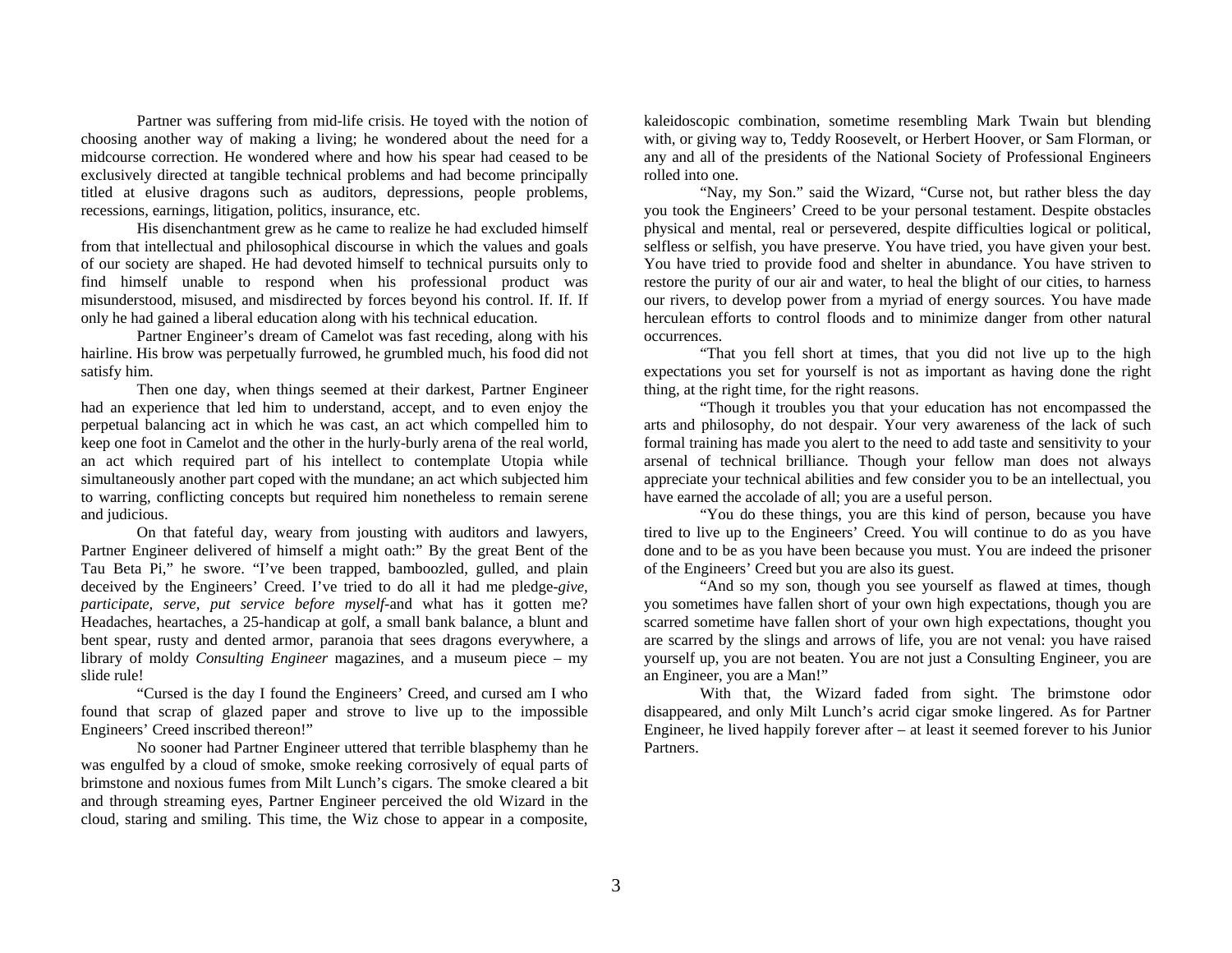Partner was suffering from mid-life crisis. He toyed with the notion of choosing another way of making a living; he wondered about the need for a midcourse correction. He wondered where and how his spear had ceased to be exclusively directed at tangible technical problems and had become principally titled at elusive dragons such as auditors, depressions, people problems, recessions, earnings, litigation, politics, insurance, etc.

His disenchantment grew as he came to realize he had excluded himself from that intellectual and philosophical discourse in which the values and goals of our society are shaped. He had devoted himself to technical pursuits only to find himself unable to respond when his professional product was misunderstood, misused, and misdirected by forces beyond his control. If. If. If only he had gained a liberal education along with his technical education.

Partner Engineer's dream of Camelot was fast receding, along with his hairline. His brow was perpetually furrowed, he grumbled much, his food did not satisfy him.

Then one day, when things seemed at their darkest, Partner Engineer had an experience that led him to understand, accept, and to even enjoy the perpetual balancing act in which he was cast, an act which compelled him to keep one foot in Camelot and the other in the hurly-burly arena of the real world, an act which required part of his intellect to contemplate Utopia while simultaneously another part coped with the mundane; an act which subjected him to warring, conflicting concepts but required him nonetheless to remain serene and judicious.

On that fateful day, weary from jousting with auditors and lawyers, Partner Engineer delivered of himself a might oath:" By the great Bent of the Tau Beta Pi," he swore. "I've been trapped, bamboozled, gulled, and plain deceived by the Engineers' Creed. I've tried to do all it had me pledge-*give, participate, serve, put service before myself*-and what has it gotten me? Headaches, heartaches, a 25-handicap at golf, a small bank balance, a blunt and bent spear, rusty and dented armor, paranoia that sees dragons everywhere, a library of moldy *Consulting Engineer* magazines, and a museum piece – my slide rule!

"Cursed is the day I found the Engineers' Creed, and cursed am I who found that scrap of glazed paper and strove to live up to the impossible Engineers' Creed inscribed thereon!"

No sooner had Partner Engineer uttered that terrible blasphemy than he was engulfed by a cloud of smoke, smoke reeking corrosively of equal parts of brimstone and noxious fumes from Milt Lunch's cigars. The smoke cleared a bit and through streaming eyes, Partner Engineer perceived the old Wizard in the cloud, staring and smiling. This time, the Wiz chose to appear in a composite, kaleidoscopic combination, sometime resembling Mark Twain but blending with, or giving way to, Teddy Roosevelt, or Herbert Hoover, or Sam Florman, or any and all of the presidents of the National Society of Professional Engineers rolled into one.

"Nay, my Son." said the Wizard, "Curse not, but rather bless the day you took the Engineers' Creed to be your personal testament. Despite obstacles physical and mental, real or persevered, despite difficulties logical or political, selfless or selfish, you have preserve. You have tried, you have given your best. You have tried to provide food and shelter in abundance. You have striven to restore the purity of our air and water, to heal the blight of our cities, to harness our rivers, to develop power from a myriad of energy sources. You have made herculean efforts to control floods and to minimize danger from other natural occurrences.

"That you fell short at times, that you did not live up to the high expectations you set for yourself is not as important as having done the right thing, at the right time, for the right reasons.

"Though it troubles you that your education has not encompassed the arts and philosophy, do not despair. Your very awareness of the lack of such formal training has made you alert to the need to add taste and sensitivity to your arsenal of technical brilliance. Though your fellow man does not always appreciate your technical abilities and few consider you to be an intellectual, you have earned the accolade of all; you are a useful person.

"You do these things, you are this kind of person, because you have tired to live up to the Engineers' Creed. You will continue to do as you have done and to be as you have been because you must. You are indeed the prisoner of the Engineers' Creed but you are also its guest.

"And so my son, though you see yourself as flawed at times, though you sometimes have fallen short of your own high expectations, though you are scarred sometime have fallen short of your own high expectations, thought you are scarred by the slings and arrows of life, you are not venal: you have raised yourself up, you are not beaten. You are not just a Consulting Engineer, you are an Engineer, you are a Man!"

With that, the Wizard faded from sight. The brimstone odor disappeared, and only Milt Lunch's acrid cigar smoke lingered. As for Partner Engineer, he lived happily forever after – at least it seemed forever to his Junior Partners.